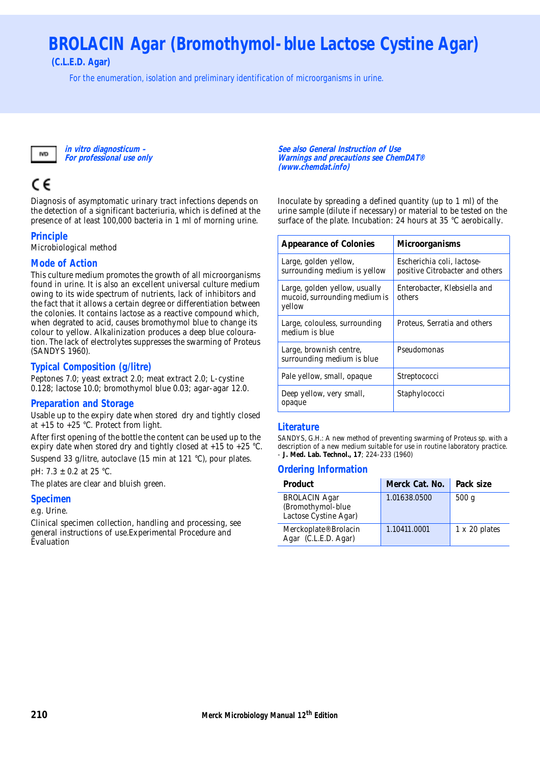# BROLACIN Agar (Bromothymol-blue Lactose Cystine Agar)

**(C.L.E.D. Agar)**

For the enumeration, isolation and preliminary identification of microorganisms in urine.

IVD *in vitro diagnosticum - For professional use only*

*See also General Instruction of Use*
*Warnings and precautions see ChemDAT® (www.chemdat.info)*

CE

Diagnosis of asymptomatic urinary tract infections depends on the detection of a significant bacteriuria, which is defined at the presence of at least 100,000 bacteria in 1 ml of morning urine.

## Principle

Microbiological method

## Mode of Action

This culture medium promotes the growth of all microorganisms found in urine. It is also an excellent universal culture medium owing to its wide spectrum of nutrients, lack of inhibitors and the fact that it allows a certain degree or differentiation between the colonies. It contains lactose as a reactive compound which, when degrated to acid, causes bromothymol blue to change its colour to yellow. Alkalinization produces a deep blue colouration. The lack of electrolytes suppresses the swarming of Proteus (SANDYS 1960).

## Typical Composition (g/litre)

Peptones 7.0; yeast extract 2.0; meat extract 2.0; L-cystine 0.128; lactose 10.0; bromothymol blue 0.03; agar-agar 12.0.

## Preparation and Storage

Usable up to the expiry date when stored dry and tightly closed at +15 to +25 °C. Protect from light.

After first opening of the bottle the content can be used up to the expiry date when stored dry and tightly closed at +15 to +25 °C.

Suspend 33 g/litre, autoclave (15 min at 121 °C), pour plates.

pH: 7.3 ± 0.2 at 25 °C.

The plates are clear and bluish green.

## Specimen

e.g. Urine.

Clinical specimen collection, handling and processing, see general instructions of use.Experimental Procedure and Evaluation

Inoculate by spreading a defined quantity (up to 1 ml) of the urine sample (dilute if necessary) or material to be tested on the surface of the plate. Incubation: 24 hours at 35 °C aerobically.

| Appearance of Colonies | Microorganisms |
|---|---|
| Large, golden yellow, surrounding medium is yellow | Escherichia coli, lactose-positive Citrobacter and others |
| Large, golden yellow, usually mucoid, surrounding medium is yellow | Enterobacter, Klebsiella and others |
| Large, colouless, surrounding medium is blue | Proteus, Serratia and others |
| Large, brownish centre, surrounding medium is blue | Pseudomonas |
| Pale yellow, small, opaque | Streptococci |
| Deep yellow, very small, opaque | Staphylococci |

## Literature

SANDYS, G.H.: A new method of preventing swarming of Proteus sp. with a description of a new medium suitable for use in routine laboratory practice. - **J. Med. Lab. Technol., 17**; 224-233 (1960)

## Ordering Information

| Product | Merck Cat. No. | Pack size |
|---|---|---|
| BROLACIN Agar (Bromothymol-blue Lactose Cystine Agar) | 1.01638.0500 | 500 g |
| Merckoplate® Brolacin Agar (C.L.E.D. Agar) | 1.10411.0001 | 1 x 20 plates |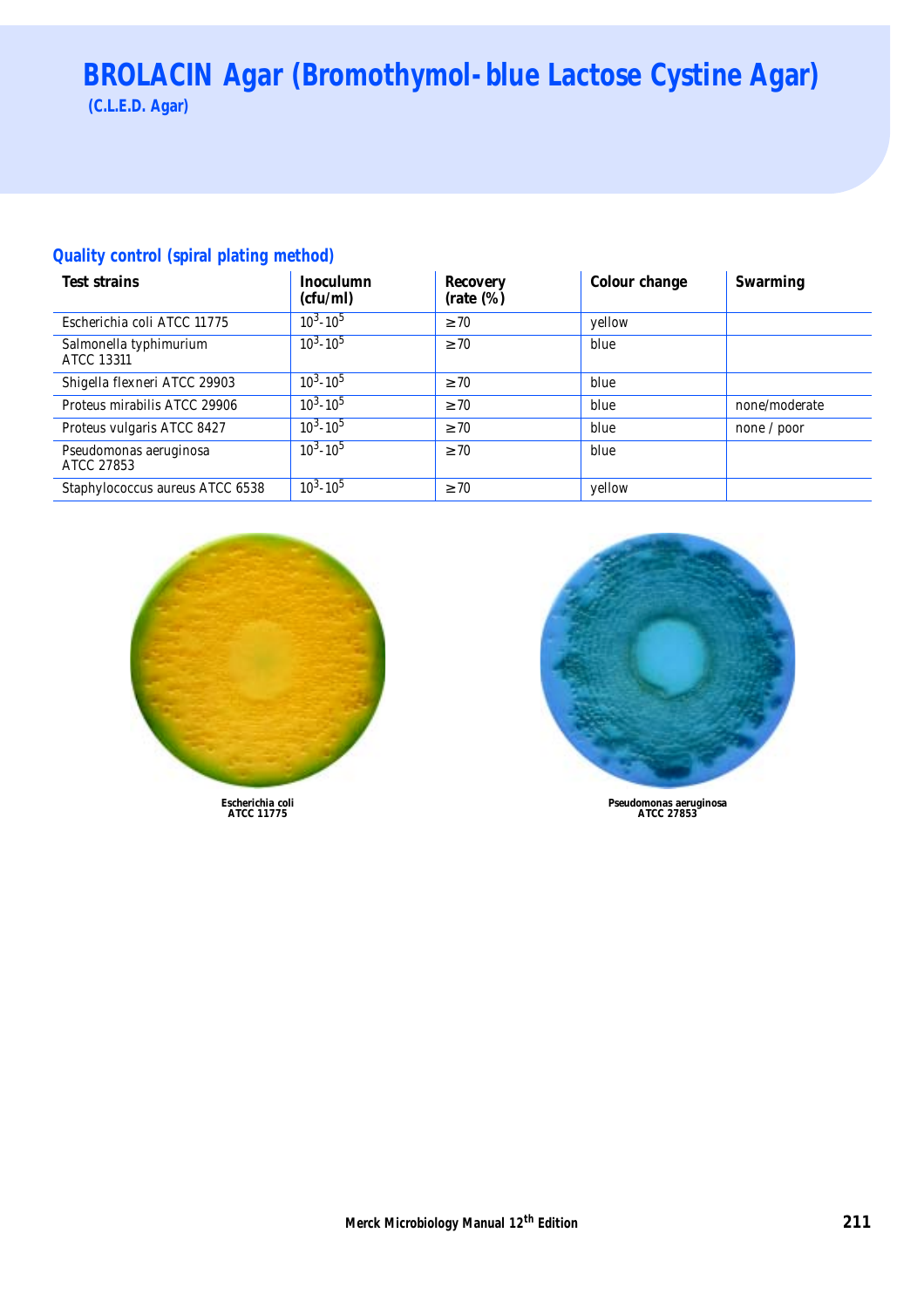# BROLACIN Agar (Bromothymol-blue Lactose Cystine Agar)

**(C.L.E.D. Agar)**

## Quality control (spiral plating method)

| Test strains | Inoculumn (cfu/ml) | Recovery (rate (%) | Colour change | Swarming |
|---|---|---|---|---|
| Escherichia coli ATCC 11775 | $10^3$-$10^5$ | ≥ 70 | yellow | |
| Salmonella typhimurium ATCC 13311 | $10^3$-$10^5$ | ≥ 70 | blue | |
| Shigella flexneri ATCC 29903 | $10^3$-$10^5$ | ≥ 70 | blue | |
| Proteus mirabilis ATCC 29906 | $10^3$-$10^5$ | ≥ 70 | blue | none/moderate |
| Proteus vulgaris ATCC 8427 | $10^3$-$10^5$ | ≥ 70 | blue | none / poor |
| Pseudomonas aeruginosa ATCC 27853 | $10^3$-$10^5$ | ≥ 70 | blue | |
| Staphylococcus aureus ATCC 6538 | $10^3$-$10^5$ | ≥ 70 | yellow | |

Escherichia coli ATCC 11775

Pseudomonas aeruginosa ATCC 27853